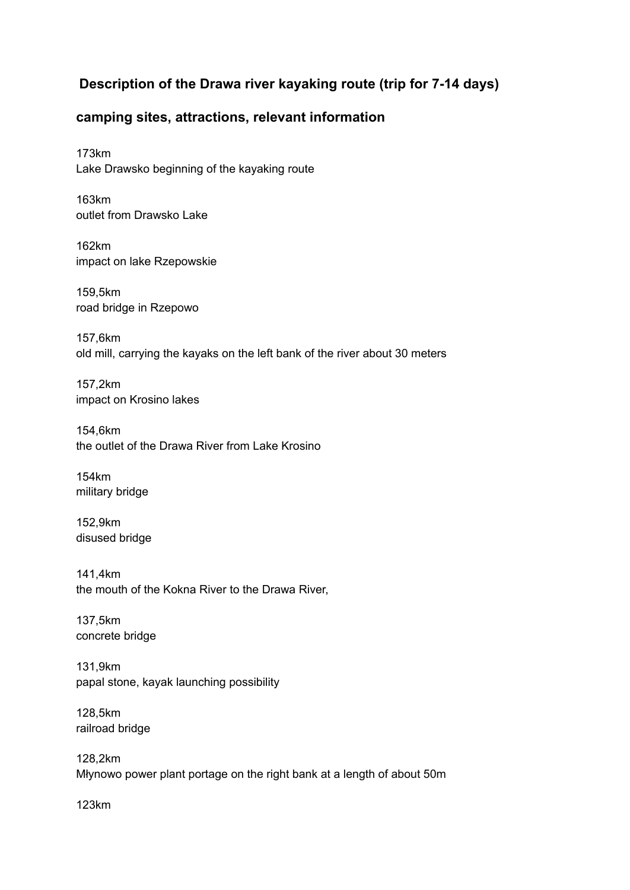## Description of the Drawa river kayaking route (trip for 7-14 days)

## camping sites, attractions, relevant information

173km
Lake Drawsko beginning of the kayaking route

163km
outlet from Drawsko Lake

162km
impact on lake Rzepowskie

159,5km
road bridge in Rzepowo

157,6km
old mill, carrying the kayaks on the left bank of the river about 30 meters

157,2km
impact on Krosino lakes

154,6km
the outlet of the Drawa River from Lake Krosino

154km
military bridge

152,9km
disused bridge

141,4km
the mouth of the Kokna River to the Drawa River,

137,5km
concrete bridge

131,9km
papal stone, kayak launching possibility

128,5km
railroad bridge

128,2km
Młynowo power plant portage on the right bank at a length of about 50m

123km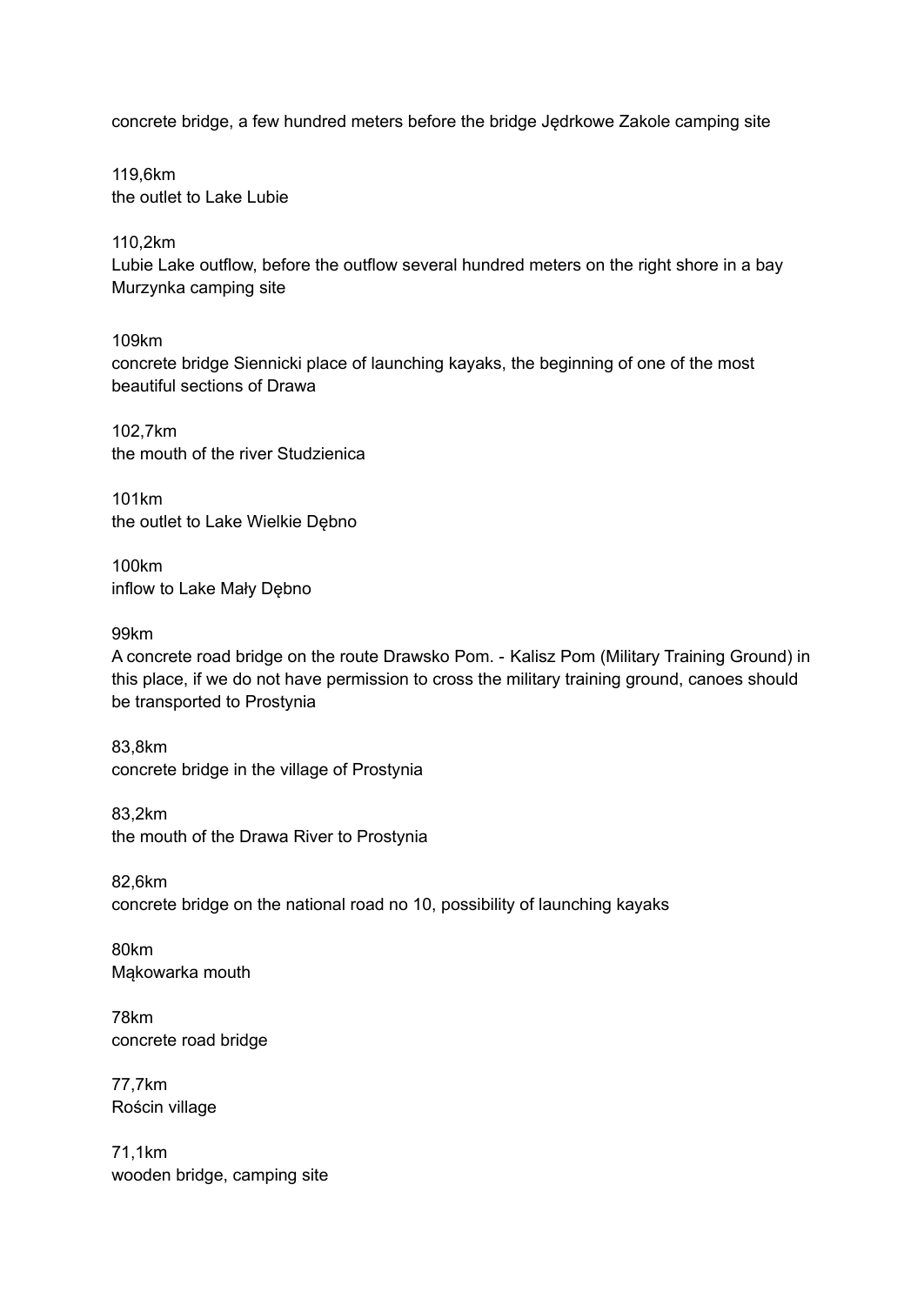concrete bridge, a few hundred meters before the bridge Jędrkowe Zakole camping site

119,6km
the outlet to Lake Lubie

110,2km
Lubie Lake outflow, before the outflow several hundred meters on the right shore in a bay Murzynka camping site

109km
concrete bridge Siennicki place of launching kayaks, the beginning of one of the most beautiful sections of Drawa

102,7km
the mouth of the river Studzienica

101km
the outlet to Lake Wielkie Dębno

100km
inflow to Lake Mały Dębno

99km
A concrete road bridge on the route Drawsko Pom. - Kalisz Pom (Military Training Ground) in this place, if we do not have permission to cross the military training ground, canoes should be transported to Prostynia

83,8km
concrete bridge in the village of Prostynia

83,2km
the mouth of the Drawa River to Prostynia

82,6km
concrete bridge on the national road no 10, possibility of launching kayaks

80km
Mąkowarka mouth

78km
concrete road bridge

77,7km
Rościn village

71,1km
wooden bridge, camping site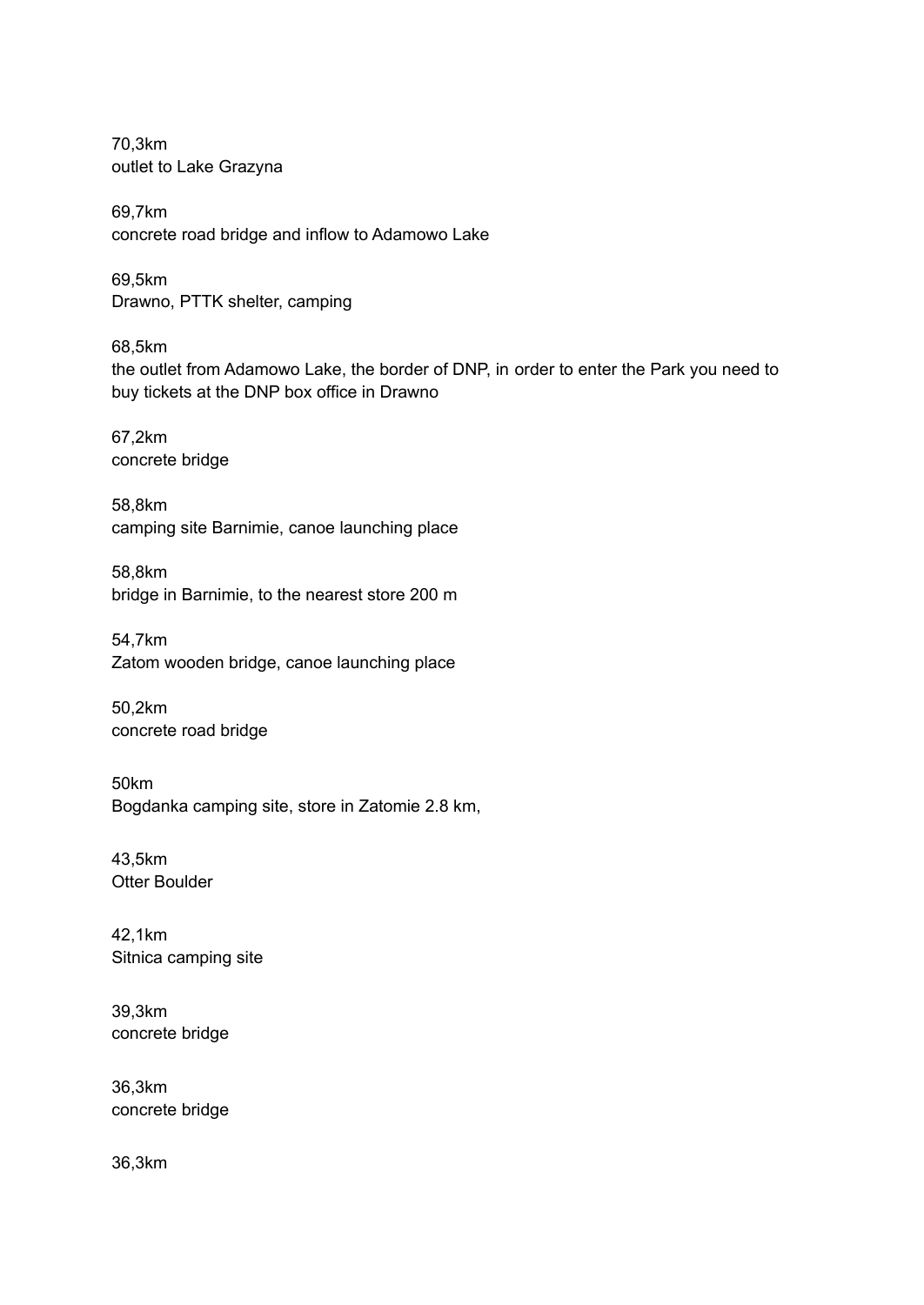70,3km
outlet to Lake Grazyna

69,7km
concrete road bridge and inflow to Adamowo Lake

69,5km
Drawno, PTTK shelter, camping

68,5km
the outlet from Adamowo Lake, the border of DNP, in order to enter the Park you need to buy tickets at the DNP box office in Drawno

67,2km
concrete bridge

58,8km
camping site Barnimie, canoe launching place

58,8km
bridge in Barnimie, to the nearest store 200 m

54,7km
Zatom wooden bridge, canoe launching place

50,2km
concrete road bridge

50km
Bogdanka camping site, store in Zatomie 2.8 km,

43,5km
Otter Boulder

42,1km
Sitnica camping site

39,3km
concrete bridge

36,3km
concrete bridge

36,3km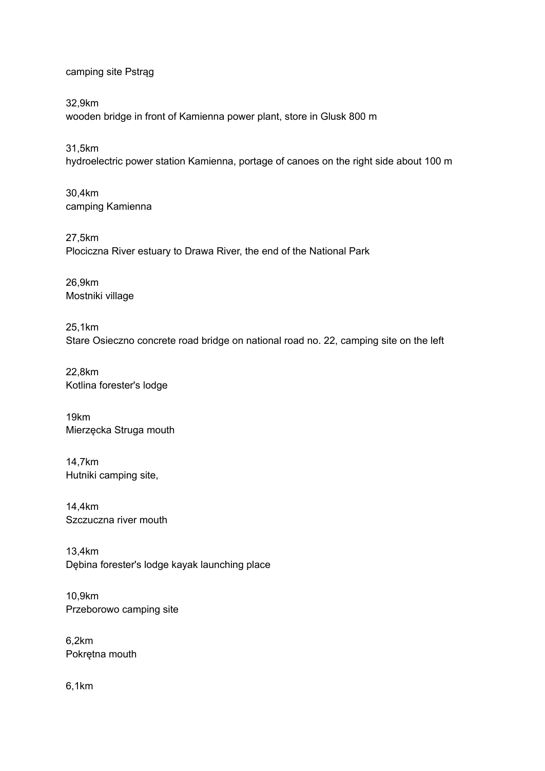camping site Pstrąg

32,9km
wooden bridge in front of Kamienna power plant, store in Glusk 800 m

31,5km
hydroelectric power station Kamienna, portage of canoes on the right side about 100 m

30,4km
camping Kamienna

27,5km
Plociczna River estuary to Drawa River, the end of the National Park

26,9km
Mostniki village

25,1km
Stare Osieczno concrete road bridge on national road no. 22, camping site on the left

22,8km
Kotlina forester's lodge

19km
Mierzęcka Struga mouth

14,7km
Hutniki camping site,

14,4km
Szczuczna river mouth

13,4km
Dębina forester's lodge kayak launching place

10,9km
Przeborowo camping site

6,2km
Pokrętna mouth

6,1km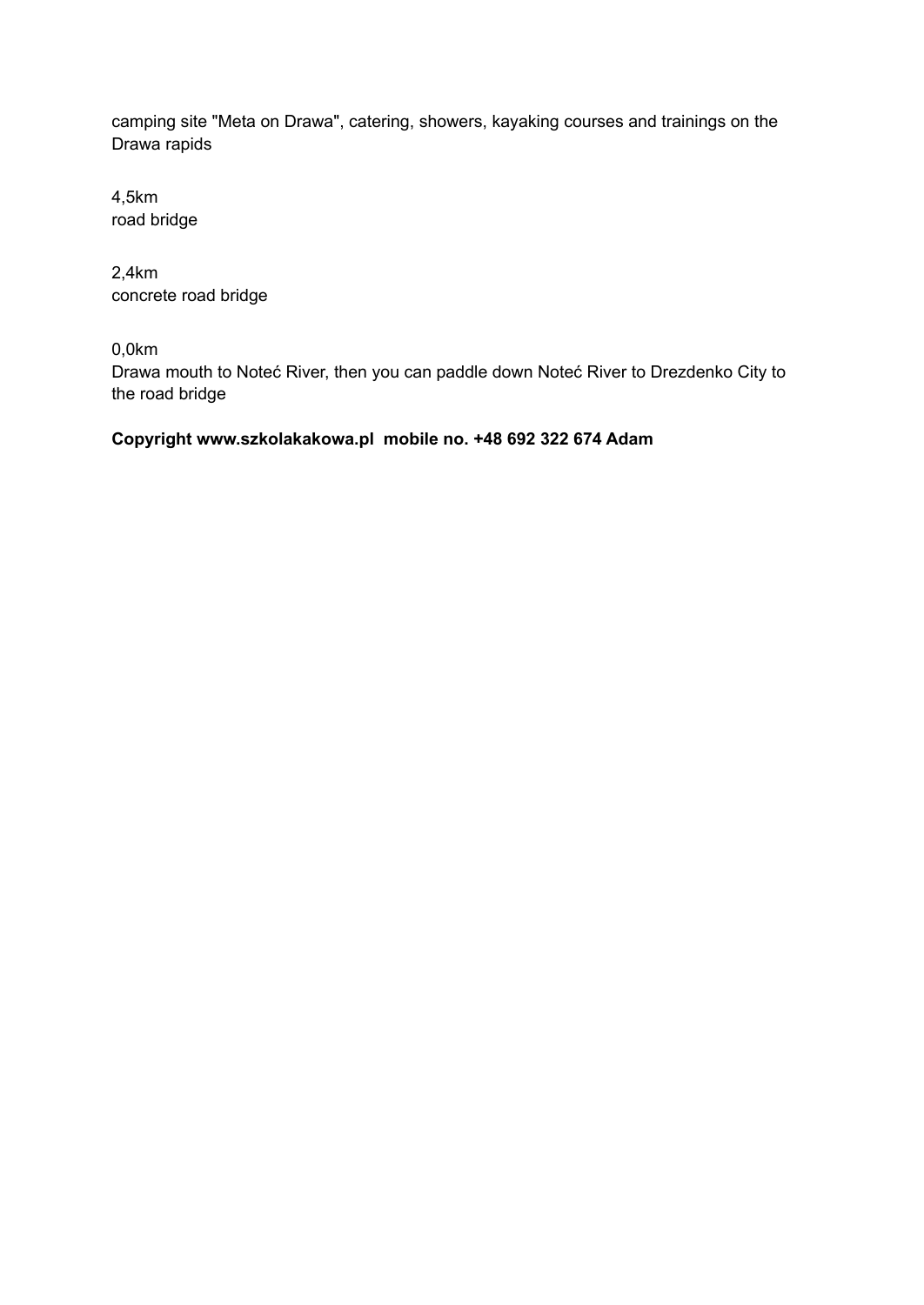camping site "Meta on Drawa", catering, showers, kayaking courses and trainings on the Drawa rapids

4,5km
road bridge

2,4km
concrete road bridge

0,0km
Drawa mouth to Noteć River, then you can paddle down Noteć River to Drezdenko City to the road bridge

**Copyright www.szkolakakowa.pl  mobile no. +48 692 322 674 Adam**